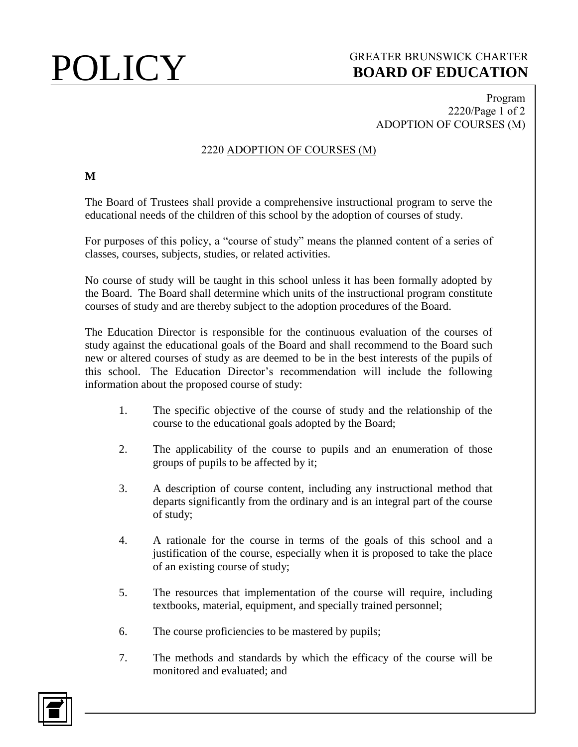# POLICY

GREATER BRUNSWICK CHARTER
**BOARD OF EDUCATION**

Program
2220/Page 1 of 2
ADOPTION OF COURSES (M)

## 2220 ADOPTION OF COURSES (M)

**M**

The Board of Trustees shall provide a comprehensive instructional program to serve the educational needs of the children of this school by the adoption of courses of study.

For purposes of this policy, a "course of study" means the planned content of a series of classes, courses, subjects, studies, or related activities.

No course of study will be taught in this school unless it has been formally adopted by the Board. The Board shall determine which units of the instructional program constitute courses of study and are thereby subject to the adoption procedures of the Board.

The Education Director is responsible for the continuous evaluation of the courses of study against the educational goals of the Board and shall recommend to the Board such new or altered courses of study as are deemed to be in the best interests of the pupils of this school. The Education Director's recommendation will include the following information about the proposed course of study:

1. The specific objective of the course of study and the relationship of the course to the educational goals adopted by the Board;
2. The applicability of the course to pupils and an enumeration of those groups of pupils to be affected by it;
3. A description of course content, including any instructional method that departs significantly from the ordinary and is an integral part of the course of study;
4. A rationale for the course in terms of the goals of this school and a justification of the course, especially when it is proposed to take the place of an existing course of study;
5. The resources that implementation of the course will require, including textbooks, material, equipment, and specially trained personnel;
6. The course proficiencies to be mastered by pupils;
7. The methods and standards by which the efficacy of the course will be monitored and evaluated; and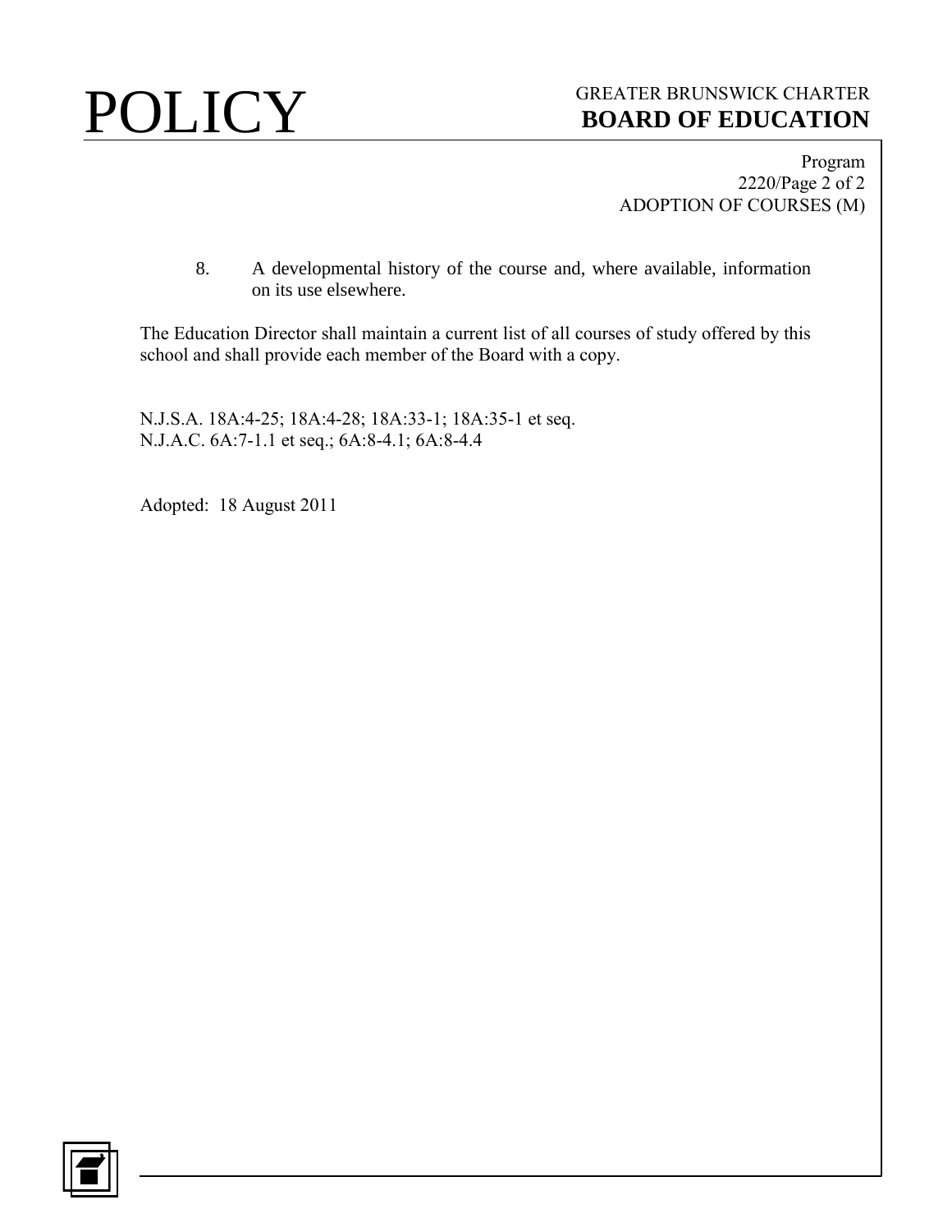8. A developmental history of the course and, where available, information on its use elsewhere.

The Education Director shall maintain a current list of all courses of study offered by this school and shall provide each member of the Board with a copy.

N.J.S.A. 18A:4-25; 18A:4-28; 18A:33-1; 18A:35-1 et seq.
N.J.A.C. 6A:7-1.1 et seq.; 6A:8-4.1; 6A:8-4.4

Adopted: 18 August 2011